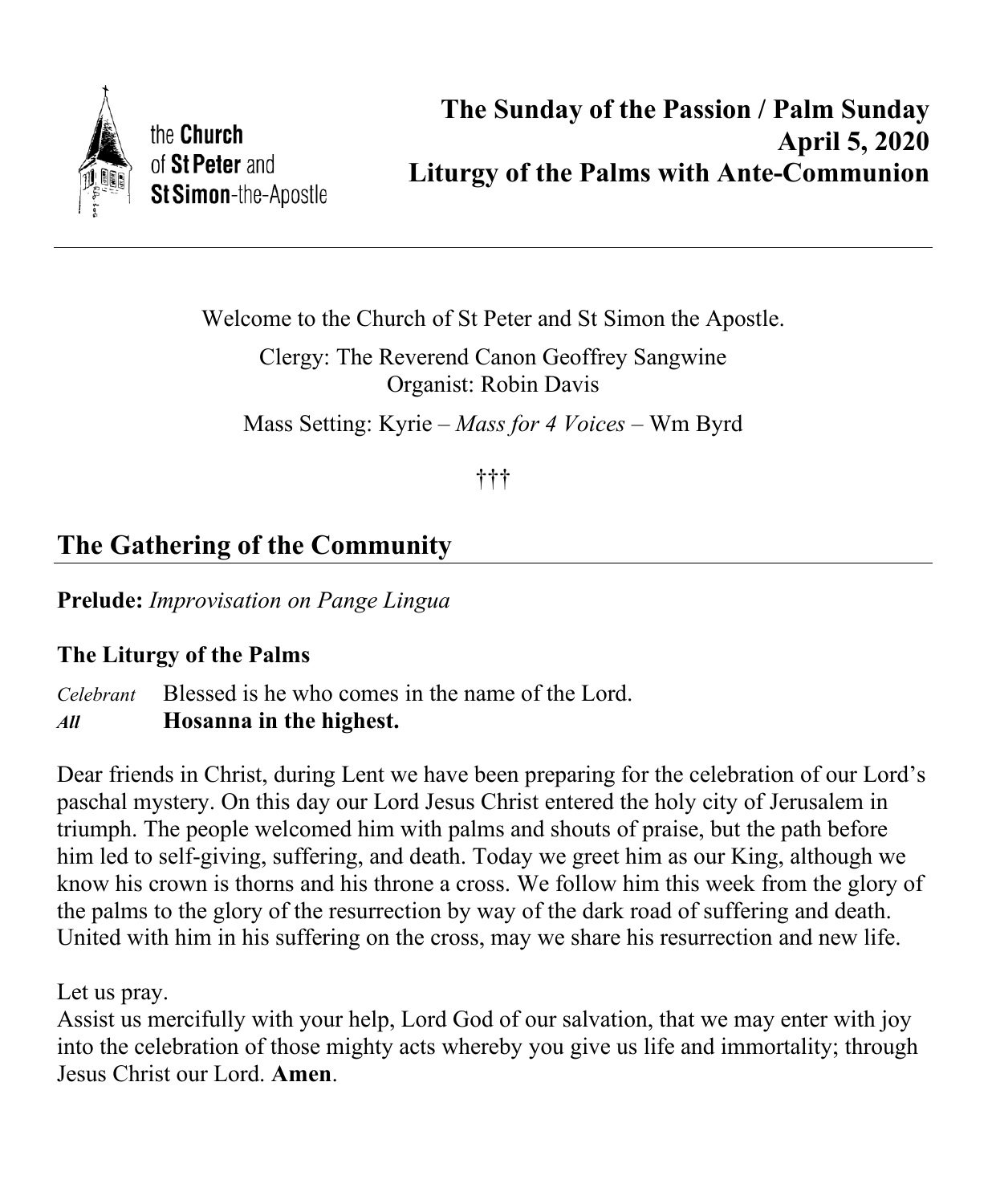the **Church** of **St Peter** and **St Simon**-the-Apostle

# The Sunday of the Passion / Palm Sunday
# April 5, 2020
# Liturgy of the Palms with Ante-Communion

---

Welcome to the Church of St Peter and St Simon the Apostle.

Clergy: The Reverend Canon Geoffrey Sangwine
Organist: Robin Davis

Mass Setting: Kyrie – *Mass for 4 Voices* – Wm Byrd

†††

## The Gathering of the Community

**Prelude:** *Improvisation on Pange Lingua*

### The Liturgy of the Palms

*Celebrant* Blessed is he who comes in the name of the Lord.
***All*** **Hosanna in the highest.**

Dear friends in Christ, during Lent we have been preparing for the celebration of our Lord's paschal mystery. On this day our Lord Jesus Christ entered the holy city of Jerusalem in triumph. The people welcomed him with palms and shouts of praise, but the path before him led to self-giving, suffering, and death. Today we greet him as our King, although we know his crown is thorns and his throne a cross. We follow him this week from the glory of the palms to the glory of the resurrection by way of the dark road of suffering and death. United with him in his suffering on the cross, may we share his resurrection and new life.

Let us pray.
Assist us mercifully with your help, Lord God of our salvation, that we may enter with joy into the celebration of those mighty acts whereby you give us life and immortality; through Jesus Christ our Lord. **Amen**.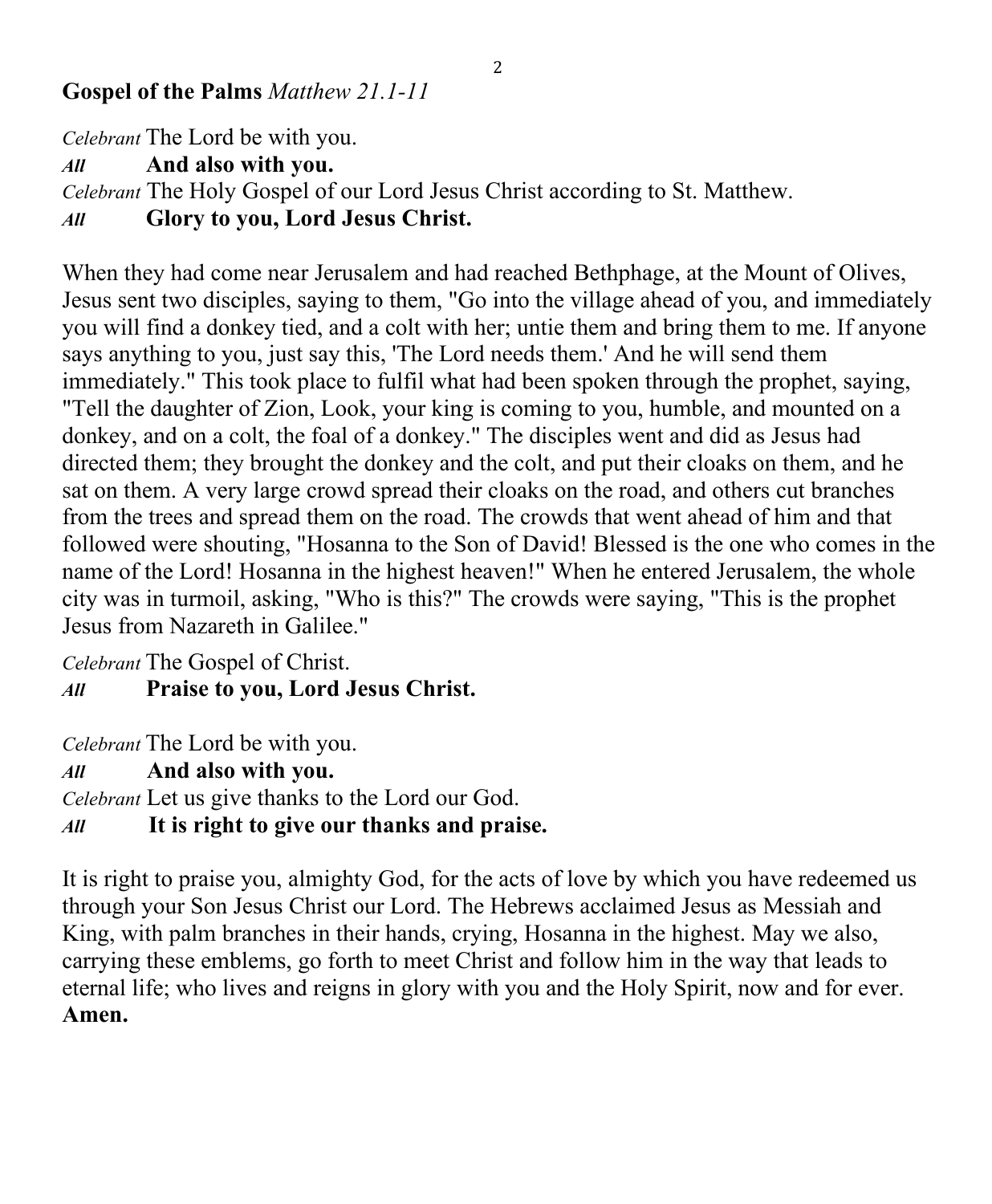## **Gospel of the Palms** *Matthew 21.1-11*

*Celebrant* The Lord be with you.
*All* **And also with you.**
*Celebrant* The Holy Gospel of our Lord Jesus Christ according to St. Matthew.
*All* **Glory to you, Lord Jesus Christ.**

When they had come near Jerusalem and had reached Bethphage, at the Mount of Olives, Jesus sent two disciples, saying to them, "Go into the village ahead of you, and immediately you will find a donkey tied, and a colt with her; untie them and bring them to me. If anyone says anything to you, just say this, 'The Lord needs them.' And he will send them immediately." This took place to fulfil what had been spoken through the prophet, saying, "Tell the daughter of Zion, Look, your king is coming to you, humble, and mounted on a donkey, and on a colt, the foal of a donkey." The disciples went and did as Jesus had directed them; they brought the donkey and the colt, and put their cloaks on them, and he sat on them. A very large crowd spread their cloaks on the road, and others cut branches from the trees and spread them on the road. The crowds that went ahead of him and that followed were shouting, "Hosanna to the Son of David! Blessed is the one who comes in the name of the Lord! Hosanna in the highest heaven!" When he entered Jerusalem, the whole city was in turmoil, asking, "Who is this?" The crowds were saying, "This is the prophet Jesus from Nazareth in Galilee."

*Celebrant* The Gospel of Christ.
*All* **Praise to you, Lord Jesus Christ.**

*Celebrant* The Lord be with you.
*All* **And also with you.**
*Celebrant* Let us give thanks to the Lord our God.
*All* **It is right to give our thanks and praise.**

It is right to praise you, almighty God, for the acts of love by which you have redeemed us through your Son Jesus Christ our Lord. The Hebrews acclaimed Jesus as Messiah and King, with palm branches in their hands, crying, Hosanna in the highest. May we also, carrying these emblems, go forth to meet Christ and follow him in the way that leads to eternal life; who lives and reigns in glory with you and the Holy Spirit, now and for ever.
**Amen.**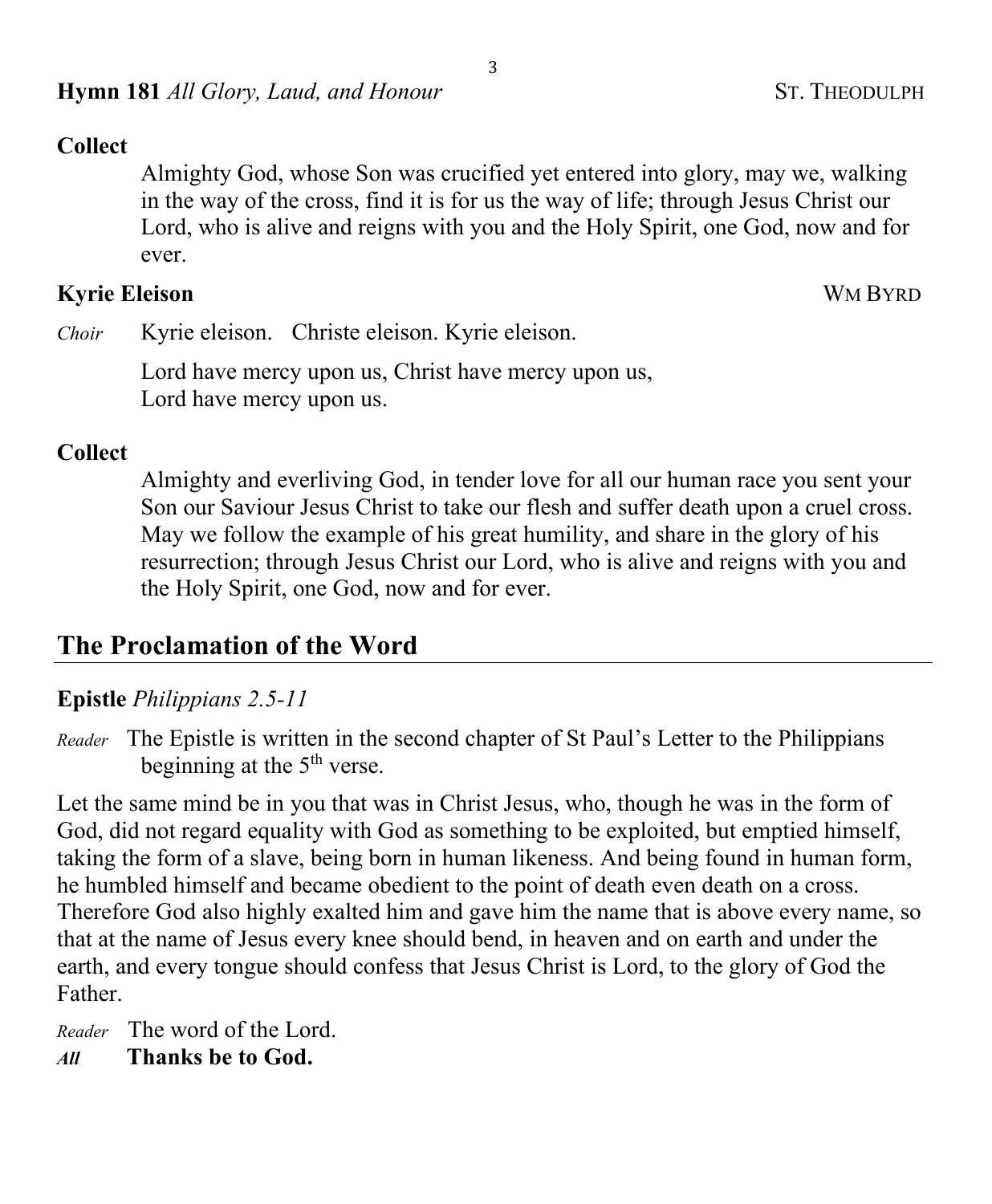**Hymn 181** *All Glory, Laud, and Honour* ST. THEODULPH

**Collect**

Almighty God, whose Son was crucified yet entered into glory, may we, walking in the way of the cross, find it is for us the way of life; through Jesus Christ our Lord, who is alive and reigns with you and the Holy Spirit, one God, now and for ever.

**Kyrie Eleison** WM BYRD

*Choir* Kyrie eleison. Christe eleison. Kyrie eleison.

Lord have mercy upon us, Christ have mercy upon us,
Lord have mercy upon us.

**Collect**

Almighty and everliving God, in tender love for all our human race you sent your Son our Saviour Jesus Christ to take our flesh and suffer death upon a cruel cross. May we follow the example of his great humility, and share in the glory of his resurrection; through Jesus Christ our Lord, who is alive and reigns with you and the Holy Spirit, one God, now and for ever.

## The Proclamation of the Word

**Epistle** *Philippians 2.5-11*

*Reader* The Epistle is written in the second chapter of St Paul's Letter to the Philippians beginning at the 5th verse.

Let the same mind be in you that was in Christ Jesus, who, though he was in the form of God, did not regard equality with God as something to be exploited, but emptied himself, taking the form of a slave, being born in human likeness. And being found in human form, he humbled himself and became obedient to the point of death even death on a cross. Therefore God also highly exalted him and gave him the name that is above every name, so that at the name of Jesus every knee should bend, in heaven and on earth and under the earth, and every tongue should confess that Jesus Christ is Lord, to the glory of God the Father.

*Reader* The word of the Lord.
***All*** **Thanks be to God.**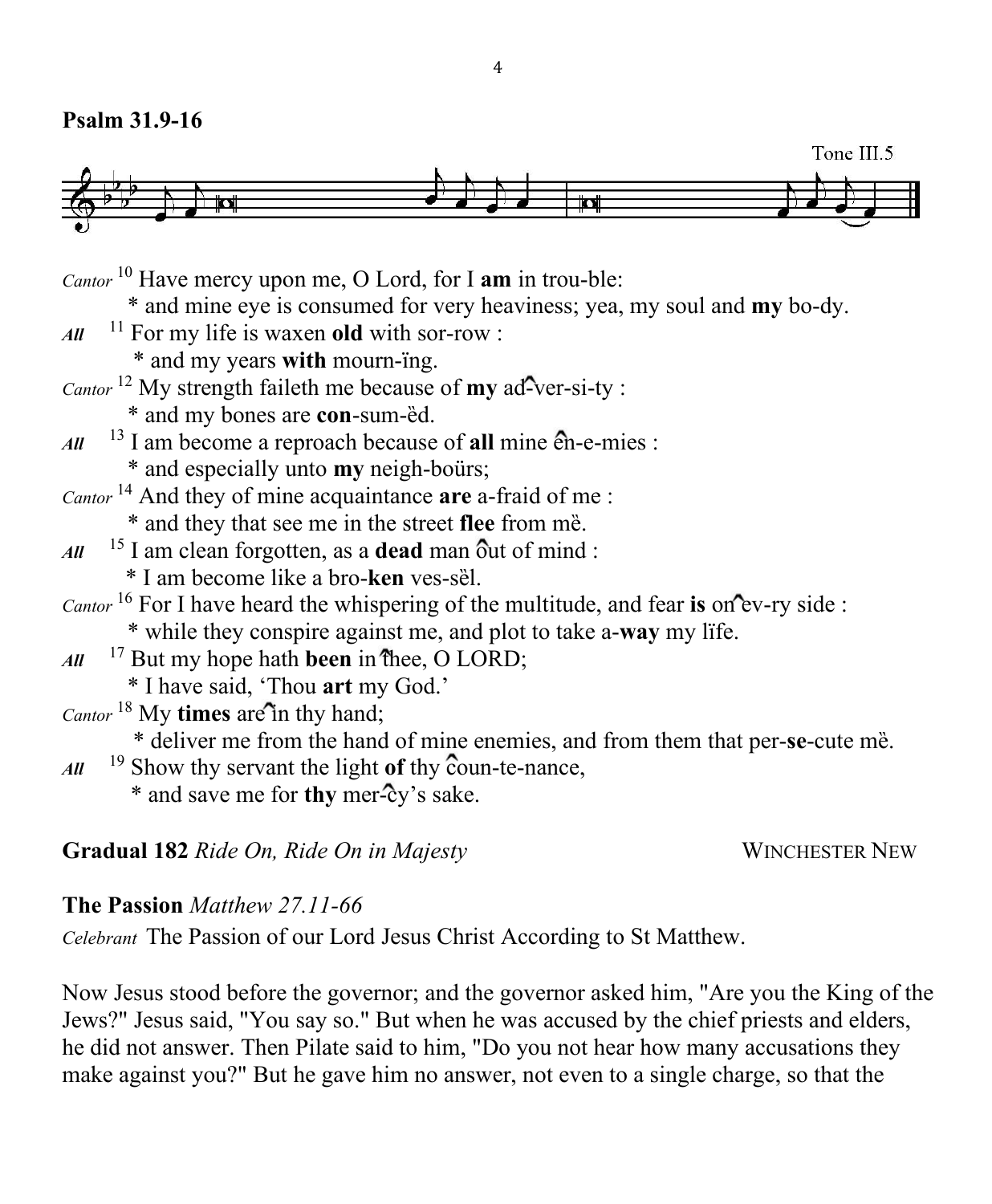**Psalm 31.9-16**

Tone III.5

*Cantor* [10] Have mercy upon me, O Lord, for I **am** in trou-ble:
 * and mine eye is consumed for very heaviness; yea, my soul and **my** bo-dy.

*All* [11] For my life is waxen **old** with sor-row :
 * and my years **with** mourn-ïng.

*Cantor* [12] My strength faileth me because of **my** ad-ver-si-ty :
 * and my bones are **con**-sum-ëd.

*All* [13] I am become a reproach because of **all** mine ên-e-mies :
 * and especially unto **my** neigh-boürs;

*Cantor* [14] And they of mine acquaintance **are** a-fraid of me :
 * and they that see me in the street **flee** from më.

*All* [15] I am clean forgotten, as a **dead** man ôut of mind :
 * I am become like a bro-**ken** ves-sël.

*Cantor* [16] For I have heard the whispering of the multitude, and fear **is** on ev-ry side :
 * while they conspire against me, and plot to take a-**way** my lïfe.

*All* [17] But my hope hath **been** in thee, O LORD;
 * I have said, 'Thou **art** my God.'

*Cantor* [18] My **times** are in thy hand;
 * deliver me from the hand of mine enemies, and from them that per-**se**-cute më.

*All* [19] Show thy servant the light **of** thy ĉoun-te-nance,
 * and save me for **thy** mer-ĉy's sake.

**Gradual 182** *Ride On, Ride On in Majesty* WINCHESTER NEW

**The Passion** *Matthew 27.11-66*

*Celebrant* The Passion of our Lord Jesus Christ According to St Matthew.

Now Jesus stood before the governor; and the governor asked him, "Are you the King of the Jews?" Jesus said, "You say so." But when he was accused by the chief priests and elders, he did not answer. Then Pilate said to him, "Do you not hear how many accusations they make against you?" But he gave him no answer, not even to a single charge, so that the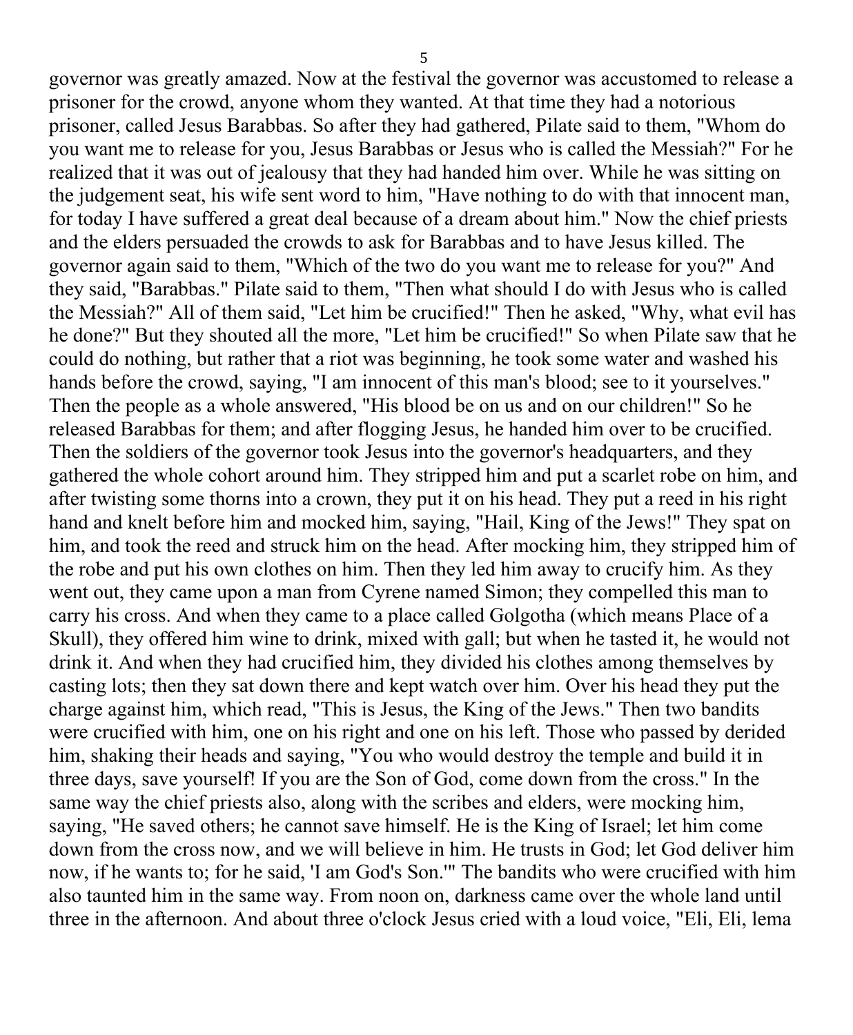governor was greatly amazed. Now at the festival the governor was accustomed to release a prisoner for the crowd, anyone whom they wanted. At that time they had a notorious prisoner, called Jesus Barabbas. So after they had gathered, Pilate said to them, "Whom do you want me to release for you, Jesus Barabbas or Jesus who is called the Messiah?" For he realized that it was out of jealousy that they had handed him over. While he was sitting on the judgement seat, his wife sent word to him, "Have nothing to do with that innocent man, for today I have suffered a great deal because of a dream about him." Now the chief priests and the elders persuaded the crowds to ask for Barabbas and to have Jesus killed. The governor again said to them, "Which of the two do you want me to release for you?" And they said, "Barabbas." Pilate said to them, "Then what should I do with Jesus who is called the Messiah?" All of them said, "Let him be crucified!" Then he asked, "Why, what evil has he done?" But they shouted all the more, "Let him be crucified!" So when Pilate saw that he could do nothing, but rather that a riot was beginning, he took some water and washed his hands before the crowd, saying, "I am innocent of this man's blood; see to it yourselves." Then the people as a whole answered, "His blood be on us and on our children!" So he released Barabbas for them; and after flogging Jesus, he handed him over to be crucified. Then the soldiers of the governor took Jesus into the governor's headquarters, and they gathered the whole cohort around him. They stripped him and put a scarlet robe on him, and after twisting some thorns into a crown, they put it on his head. They put a reed in his right hand and knelt before him and mocked him, saying, "Hail, King of the Jews!" They spat on him, and took the reed and struck him on the head. After mocking him, they stripped him of the robe and put his own clothes on him. Then they led him away to crucify him. As they went out, they came upon a man from Cyrene named Simon; they compelled this man to carry his cross. And when they came to a place called Golgotha (which means Place of a Skull), they offered him wine to drink, mixed with gall; but when he tasted it, he would not drink it. And when they had crucified him, they divided his clothes among themselves by casting lots; then they sat down there and kept watch over him. Over his head they put the charge against him, which read, "This is Jesus, the King of the Jews." Then two bandits were crucified with him, one on his right and one on his left. Those who passed by derided him, shaking their heads and saying, "You who would destroy the temple and build it in three days, save yourself! If you are the Son of God, come down from the cross." In the same way the chief priests also, along with the scribes and elders, were mocking him, saying, "He saved others; he cannot save himself. He is the King of Israel; let him come down from the cross now, and we will believe in him. He trusts in God; let God deliver him now, if he wants to; for he said, 'I am God's Son.'" The bandits who were crucified with him also taunted him in the same way. From noon on, darkness came over the whole land until three in the afternoon. And about three o'clock Jesus cried with a loud voice, "Eli, Eli, lema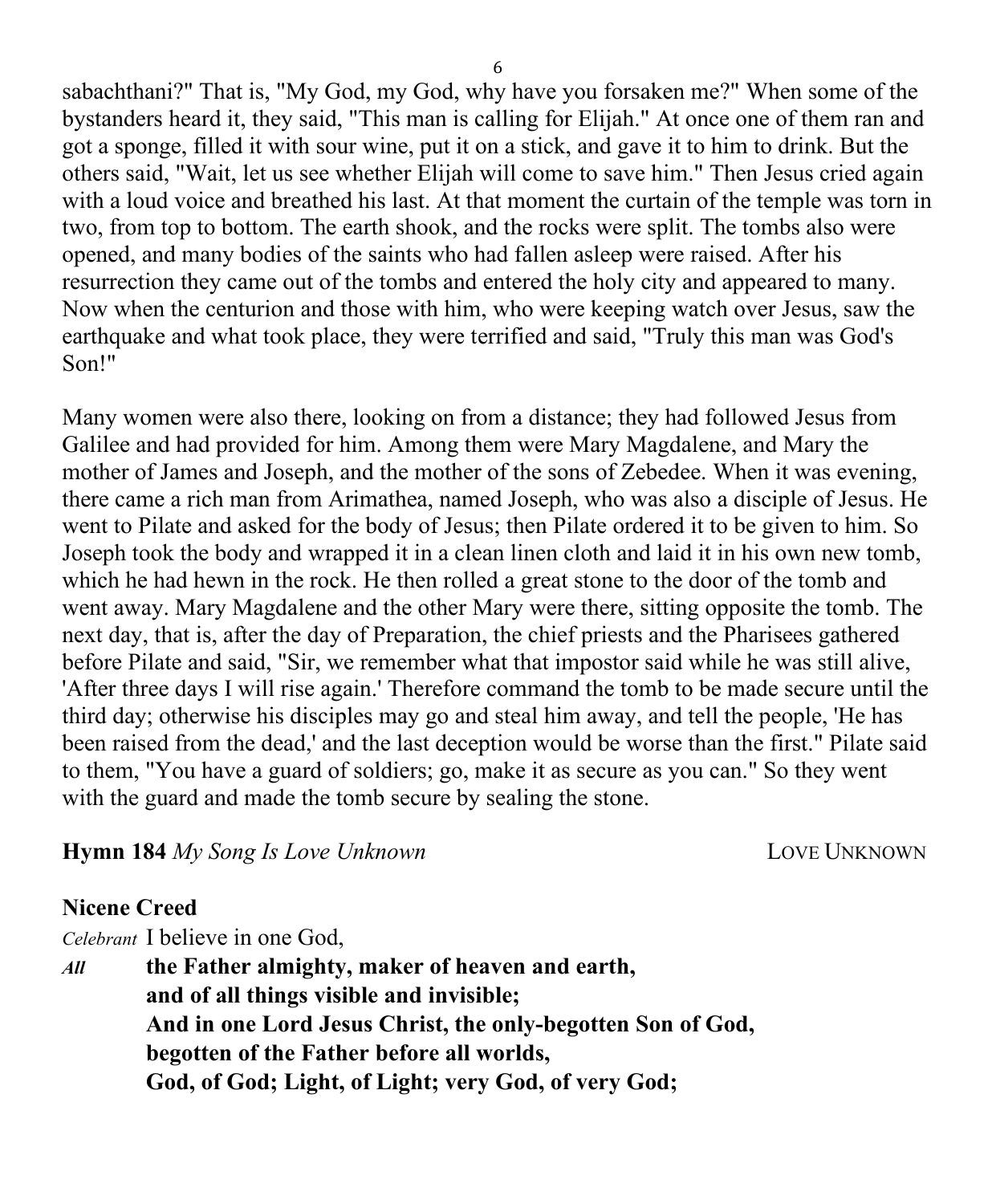sabachthani?" That is, "My God, my God, why have you forsaken me?" When some of the bystanders heard it, they said, "This man is calling for Elijah." At once one of them ran and got a sponge, filled it with sour wine, put it on a stick, and gave it to him to drink. But the others said, "Wait, let us see whether Elijah will come to save him." Then Jesus cried again with a loud voice and breathed his last. At that moment the curtain of the temple was torn in two, from top to bottom. The earth shook, and the rocks were split. The tombs also were opened, and many bodies of the saints who had fallen asleep were raised. After his resurrection they came out of the tombs and entered the holy city and appeared to many. Now when the centurion and those with him, who were keeping watch over Jesus, saw the earthquake and what took place, they were terrified and said, "Truly this man was God's Son!"

Many women were also there, looking on from a distance; they had followed Jesus from Galilee and had provided for him. Among them were Mary Magdalene, and Mary the mother of James and Joseph, and the mother of the sons of Zebedee. When it was evening, there came a rich man from Arimathea, named Joseph, who was also a disciple of Jesus. He went to Pilate and asked for the body of Jesus; then Pilate ordered it to be given to him. So Joseph took the body and wrapped it in a clean linen cloth and laid it in his own new tomb, which he had hewn in the rock. He then rolled a great stone to the door of the tomb and went away. Mary Magdalene and the other Mary were there, sitting opposite the tomb. The next day, that is, after the day of Preparation, the chief priests and the Pharisees gathered before Pilate and said, "Sir, we remember what that impostor said while he was still alive, 'After three days I will rise again.' Therefore command the tomb to be made secure until the third day; otherwise his disciples may go and steal him away, and tell the people, 'He has been raised from the dead,' and the last deception would be worse than the first." Pilate said to them, "You have a guard of soldiers; go, make it as secure as you can." So they went with the guard and made the tomb secure by sealing the stone.

**Hymn 184** *My Song Is Love Unknown* LOVE UNKNOWN

**Nicene Creed**

*Celebrant* I believe in one God,

*All* **the Father almighty, maker of heaven and earth,**
**and of all things visible and invisible;**
**And in one Lord Jesus Christ, the only-begotten Son of God,**
**begotten of the Father before all worlds,**
**God, of God; Light, of Light; very God, of very God;**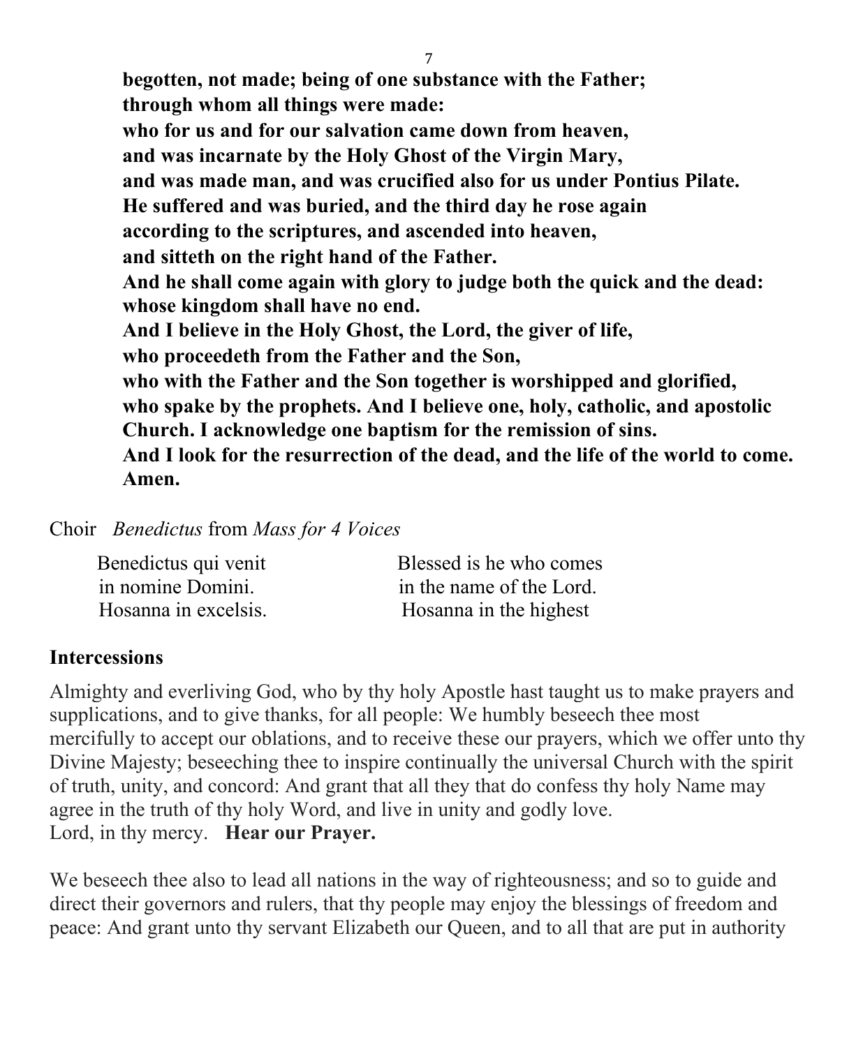**begotten, not made; being of one substance with the Father;**
**through whom all things were made:**
**who for us and for our salvation came down from heaven,**
**and was incarnate by the Holy Ghost of the Virgin Mary,**
**and was made man, and was crucified also for us under Pontius Pilate.**
**He suffered and was buried, and the third day he rose again**
**according to the scriptures, and ascended into heaven,**
**and sitteth on the right hand of the Father.**
**And he shall come again with glory to judge both the quick and the dead:**
**whose kingdom shall have no end.**
**And I believe in the Holy Ghost, the Lord, the giver of life,**
**who proceedeth from the Father and the Son,**
**who with the Father and the Son together is worshipped and glorified,**
**who spake by the prophets. And I believe one, holy, catholic, and apostolic Church. I acknowledge one baptism for the remission of sins.**
**And I look for the resurrection of the dead, and the life of the world to come. Amen.**

Choir *Benedictus* from *Mass for 4 Voices*

| | |
|---|---|
| Benedictus qui venit | Blessed is he who comes |
| in nomine Domini. | in the name of the Lord. |
| Hosanna in excelsis. | Hosanna in the highest |

## Intercessions

Almighty and everliving God, who by thy holy Apostle hast taught us to make prayers and supplications, and to give thanks, for all people: We humbly beseech thee most mercifully to accept our oblations, and to receive these our prayers, which we offer unto thy Divine Majesty; beseeching thee to inspire continually the universal Church with the spirit of truth, unity, and concord: And grant that all they that do confess thy holy Name may agree in the truth of thy holy Word, and live in unity and godly love.
Lord, in thy mercy. **Hear our Prayer.**

We beseech thee also to lead all nations in the way of righteousness; and so to guide and direct their governors and rulers, that thy people may enjoy the blessings of freedom and peace: And grant unto thy servant Elizabeth our Queen, and to all that are put in authority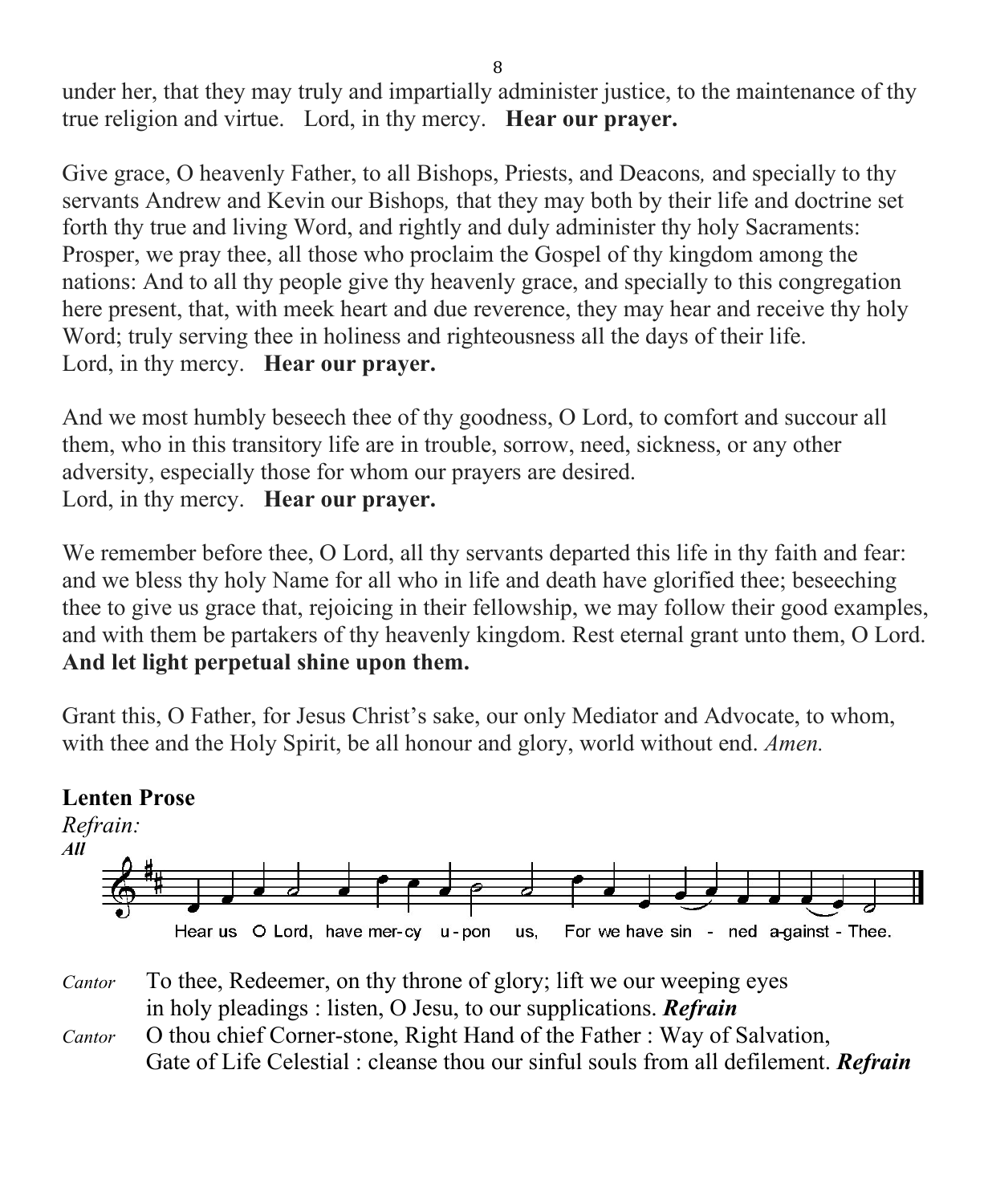under her, that they may truly and impartially administer justice, to the maintenance of thy true religion and virtue. Lord, in thy mercy. **Hear our prayer.**

Give grace, O heavenly Father, to all Bishops, Priests, and Deacons*,* and specially to thy servants Andrew and Kevin our Bishops*,* that they may both by their life and doctrine set forth thy true and living Word, and rightly and duly administer thy holy Sacraments: Prosper, we pray thee, all those who proclaim the Gospel of thy kingdom among the nations: And to all thy people give thy heavenly grace, and specially to this congregation here present, that, with meek heart and due reverence, they may hear and receive thy holy Word; truly serving thee in holiness and righteousness all the days of their life.
Lord, in thy mercy. **Hear our prayer.**

And we most humbly beseech thee of thy goodness, O Lord, to comfort and succour all them, who in this transitory life are in trouble, sorrow, need, sickness, or any other adversity, especially those for whom our prayers are desired.
Lord, in thy mercy. **Hear our prayer.**

We remember before thee, O Lord, all thy servants departed this life in thy faith and fear: and we bless thy holy Name for all who in life and death have glorified thee; beseeching thee to give us grace that, rejoicing in their fellowship, we may follow their good examples, and with them be partakers of thy heavenly kingdom. Rest eternal grant unto them, O Lord.
**And let light perpetual shine upon them.**

Grant this, O Father, for Jesus Christ's sake, our only Mediator and Advocate, to whom, with thee and the Holy Spirit, be all honour and glory, world without end. *Amen.*

**Lenten Prose**

*Refrain:*

***All***

Hear us O Lord, have mer-cy u-pon us, For we have sin - ned a-gainst - Thee.

*Cantor* To thee, Redeemer, on thy throne of glory; lift we our weeping eyes in holy pleadings : listen, O Jesu, to our supplications. ***Refrain***

*Cantor* O thou chief Corner-stone, Right Hand of the Father : Way of Salvation, Gate of Life Celestial : cleanse thou our sinful souls from all defilement. ***Refrain***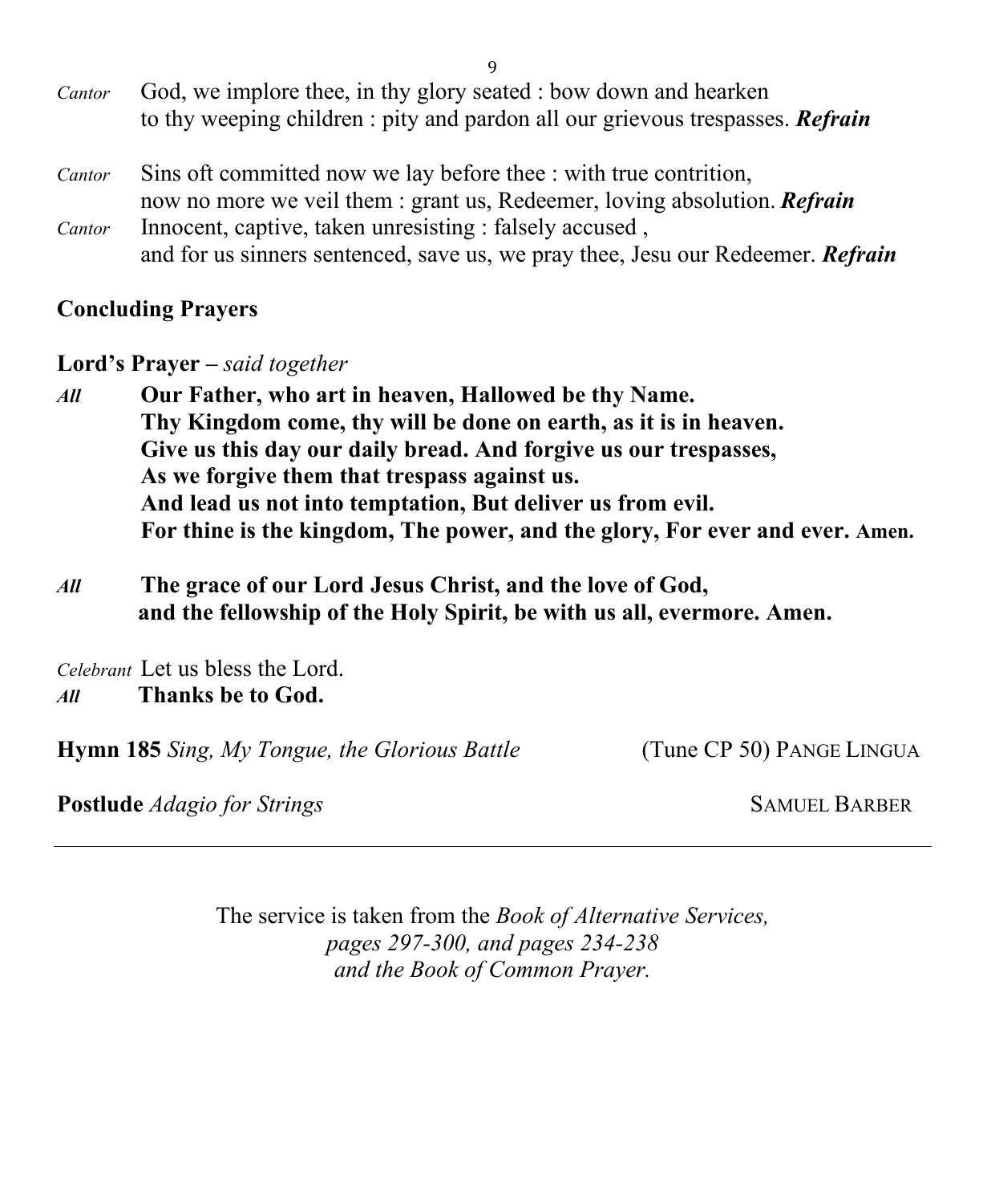*Cantor* God, we implore thee, in thy glory seated : bow down and hearken
to thy weeping children : pity and pardon all our grievous trespasses. ***Refrain***

*Cantor* Sins oft committed now we lay before thee : with true contrition,
now no more we veil them : grant us, Redeemer, loving absolution. ***Refrain***

*Cantor* Innocent, captive, taken unresisting : falsely accused ,
and for us sinners sentenced, save us, we pray thee, Jesu our Redeemer. ***Refrain***

**Concluding Prayers**

**Lord's Prayer –** *said together*

*All* **Our Father, who art in heaven, Hallowed be thy Name.
Thy Kingdom come, thy will be done on earth, as it is in heaven.
Give us this day our daily bread. And forgive us our trespasses,
As we forgive them that trespass against us.
And lead us not into temptation, But deliver us from evil.
For thine is the kingdom, The power, and the glory, For ever and ever. Amen.**

*All* **The grace of our Lord Jesus Christ, and the love of God,
and the fellowship of the Holy Spirit, be with us all, evermore. Amen.**

*Celebrant* Let us bless the Lord.
*All* **Thanks be to God.**

**Hymn 185** *Sing, My Tongue, the Glorious Battle* (Tune CP 50) PANGE LINGUA

**Postlude** *Adagio for Strings* SAMUEL BARBER

---

The service is taken from the *Book of Alternative Services, pages 297-300, and pages 234-238 and the Book of Common Prayer.*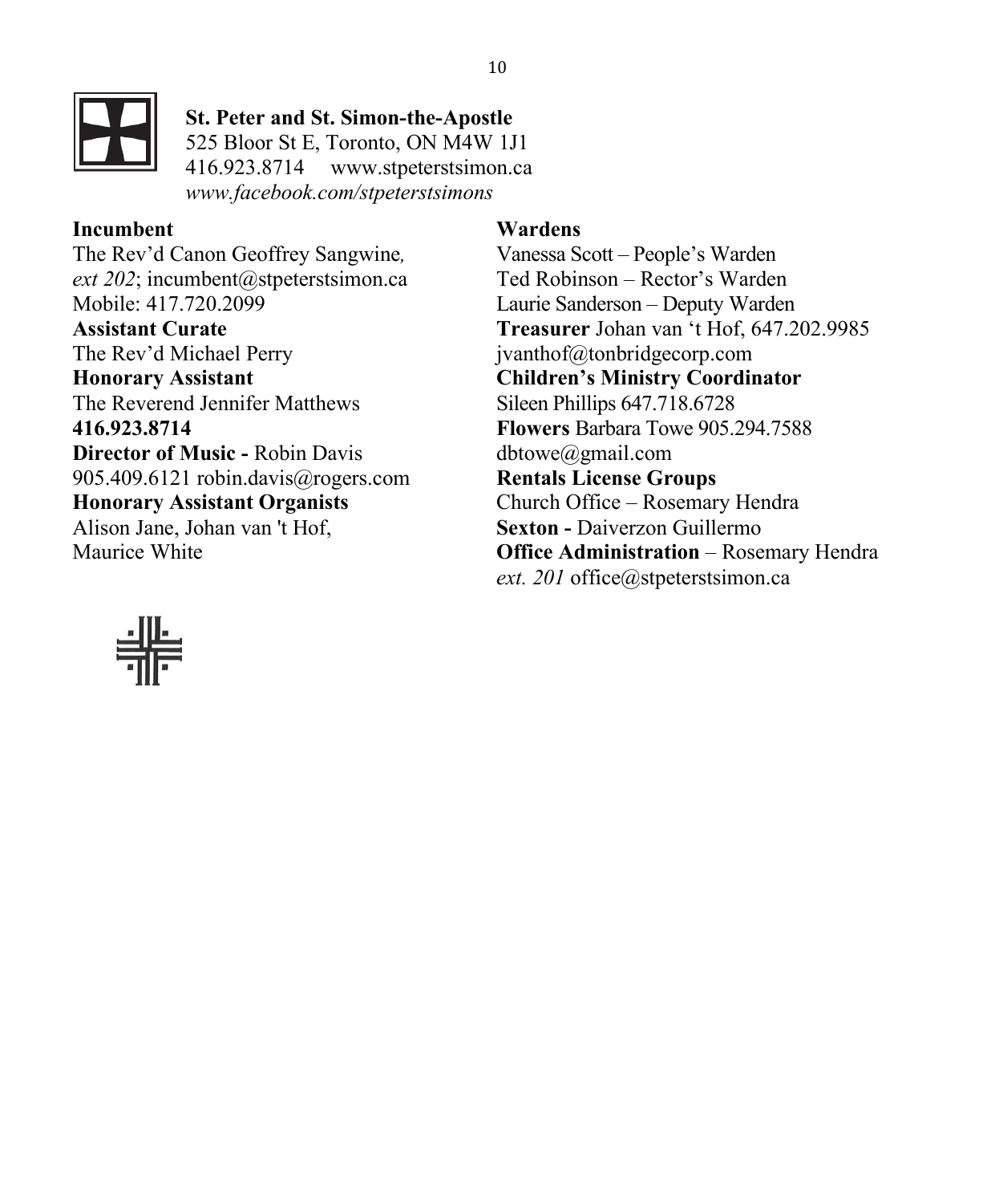**St. Peter and St. Simon-the-Apostle**
525 Bloor St E, Toronto, ON M4W 1J1
416.923.8714 www.stpeterstsimon.ca
*www.facebook.com/stpeterstsimons*

**Incumbent**
The Rev'd Canon Geoffrey Sangwine*,*
*ext 202*; incumbent@stpeterstsimon.ca
Mobile: 417.720.2099
**Assistant Curate**
The Rev'd Michael Perry
**Honorary Assistant**
The Reverend Jennifer Matthews
**416.923.8714**
**Director of Music -** Robin Davis
905.409.6121 robin.davis@rogers.com
**Honorary Assistant Organists**
Alison Jane, Johan van 't Hof,
Maurice White

**Wardens**
Vanessa Scott – People's Warden
Ted Robinson – Rector's Warden
Laurie Sanderson – Deputy Warden
**Treasurer** Johan van 't Hof, 647.202.9985
jvanthof@tonbridgecorp.com
**Children's Ministry Coordinator**
Sileen Phillips 647.718.6728
**Flowers** Barbara Towe 905.294.7588
dbtowe@gmail.com
**Rentals License Groups**
Church Office – Rosemary Hendra
**Sexton -** Daiverzon Guillermo
**Office Administration** – Rosemary Hendra
*ext. 201* office@stpeterstsimon.ca